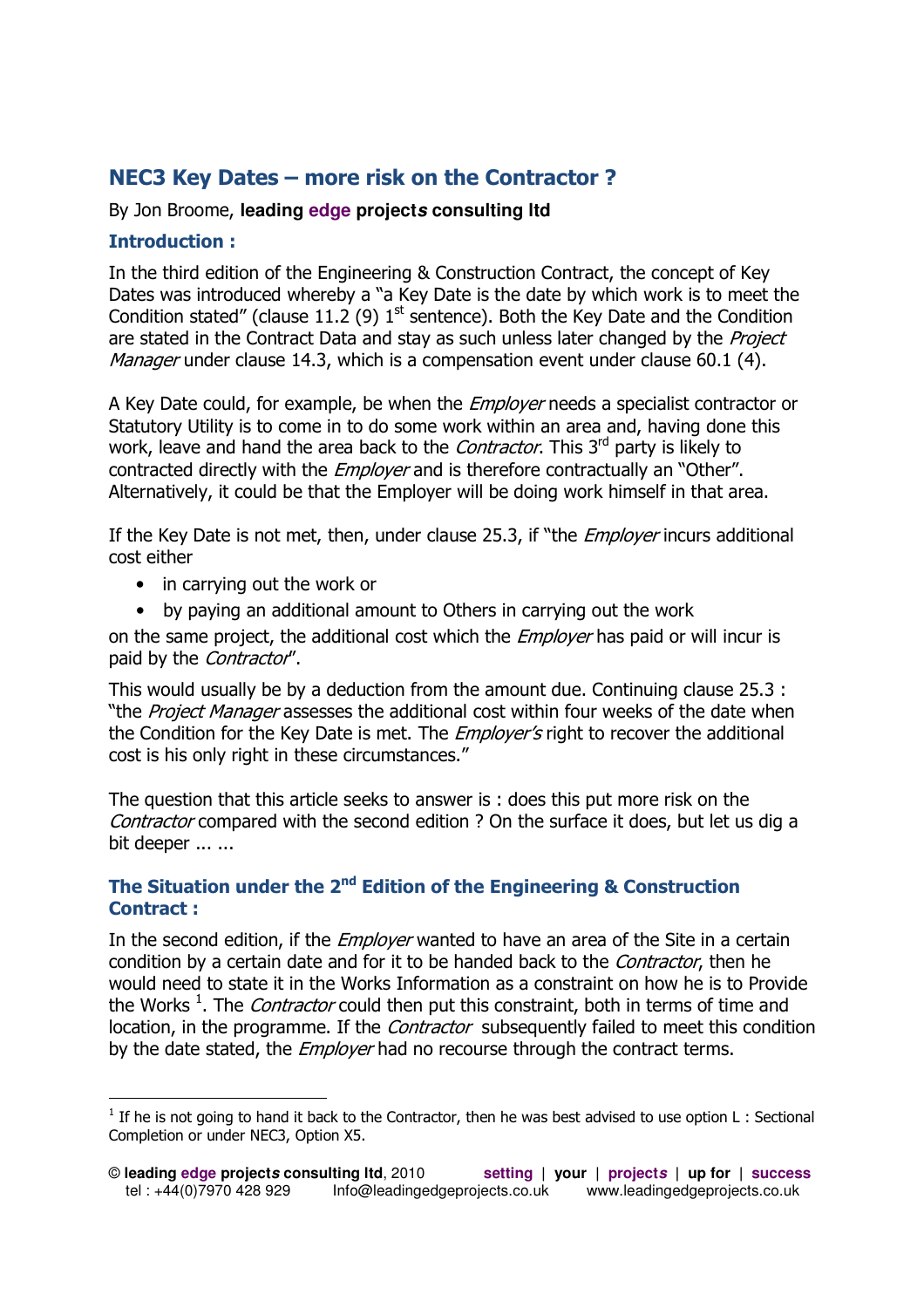## NEC3 Key Dates – more risk on the Contractor ?

By Jon Broome, **leading edge projects consulting ltd**

### Introduction :

In the third edition of the Engineering & Construction Contract, the concept of Key Dates was introduced whereby a "a Key Date is the date by which work is to meet the Condition stated" (clause 11.2 (9) 1st sentence). Both the Key Date and the Condition are stated in the Contract Data and stay as such unless later changed by the *Project Manager* under clause 14.3, which is a compensation event under clause 60.1 (4).

A Key Date could, for example, be when the *Employer* needs a specialist contractor or Statutory Utility is to come in to do some work within an area and, having done this work, leave and hand the area back to the *Contractor*. This 3rd party is likely to contracted directly with the *Employer* and is therefore contractually an "Other". Alternatively, it could be that the Employer will be doing work himself in that area.

If the Key Date is not met, then, under clause 25.3, if "the *Employer* incurs additional cost either

- in carrying out the work or
- by paying an additional amount to Others in carrying out the work

on the same project, the additional cost which the *Employer* has paid or will incur is paid by the *Contractor*".

This would usually be by a deduction from the amount due. Continuing clause 25.3 : "the *Project Manager* assesses the additional cost within four weeks of the date when the Condition for the Key Date is met. The *Employer's* right to recover the additional cost is his only right in these circumstances."

The question that this article seeks to answer is : does this put more risk on the *Contractor* compared with the second edition ? On the surface it does, but let us dig a bit deeper ... ...

### The Situation under the 2nd Edition of the Engineering & Construction Contract :

In the second edition, if the *Employer* wanted to have an area of the Site in a certain condition by a certain date and for it to be handed back to the *Contractor*, then he would need to state it in the Works Information as a constraint on how he is to Provide the Works [1]. The *Contractor* could then put this constraint, both in terms of time and location, in the programme. If the *Contractor* subsequently failed to meet this condition by the date stated, the *Employer* had no recourse through the contract terms.

[1] If he is not going to hand it back to the Contractor, then he was best advised to use option L : Sectional Completion or under NEC3, Option X5.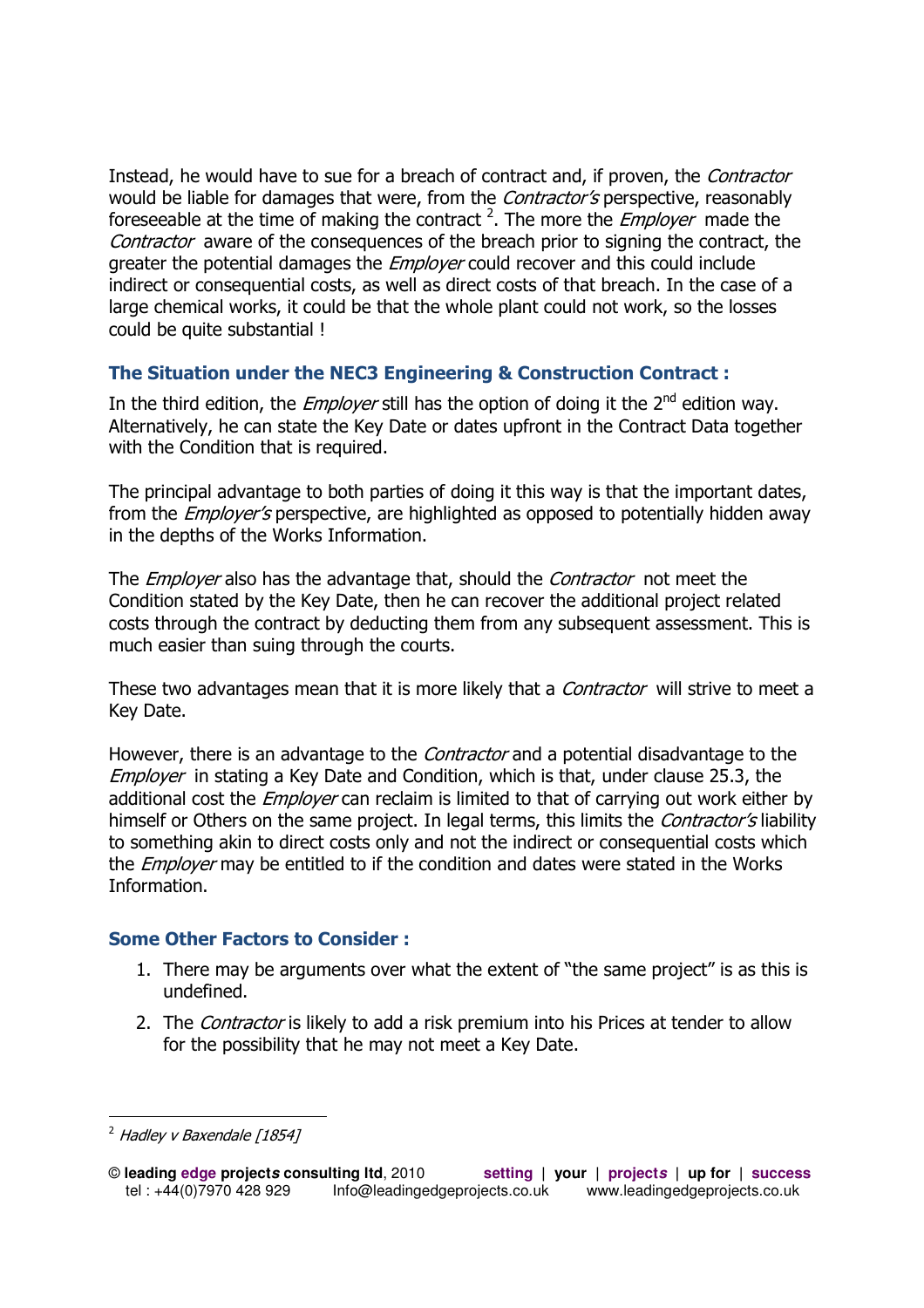Instead, he would have to sue for a breach of contract and, if proven, the *Contractor* would be liable for damages that were, from the *Contractor's* perspective, reasonably foreseeable at the time of making the contract [2]. The more the *Employer* made the *Contractor* aware of the consequences of the breach prior to signing the contract, the greater the potential damages the *Employer* could recover and this could include indirect or consequential costs, as well as direct costs of that breach. In the case of a large chemical works, it could be that the whole plant could not work, so the losses could be quite substantial !

### The Situation under the NEC3 Engineering & Construction Contract :

In the third edition, the *Employer* still has the option of doing it the 2nd edition way. Alternatively, he can state the Key Date or dates upfront in the Contract Data together with the Condition that is required.

The principal advantage to both parties of doing it this way is that the important dates, from the *Employer's* perspective, are highlighted as opposed to potentially hidden away in the depths of the Works Information.

The *Employer* also has the advantage that, should the *Contractor* not meet the Condition stated by the Key Date, then he can recover the additional project related costs through the contract by deducting them from any subsequent assessment. This is much easier than suing through the courts.

These two advantages mean that it is more likely that a *Contractor* will strive to meet a Key Date.

However, there is an advantage to the *Contractor* and a potential disadvantage to the *Employer* in stating a Key Date and Condition, which is that, under clause 25.3, the additional cost the *Employer* can reclaim is limited to that of carrying out work either by himself or Others on the same project. In legal terms, this limits the *Contractor's* liability to something akin to direct costs only and not the indirect or consequential costs which the *Employer* may be entitled to if the condition and dates were stated in the Works Information.

### Some Other Factors to Consider :

1. There may be arguments over what the extent of "the same project" is as this is undefined.
2. The *Contractor* is likely to add a risk premium into his Prices at tender to allow for the possibility that he may not meet a Key Date.

---

[2] *Hadley v Baxendale [1854]*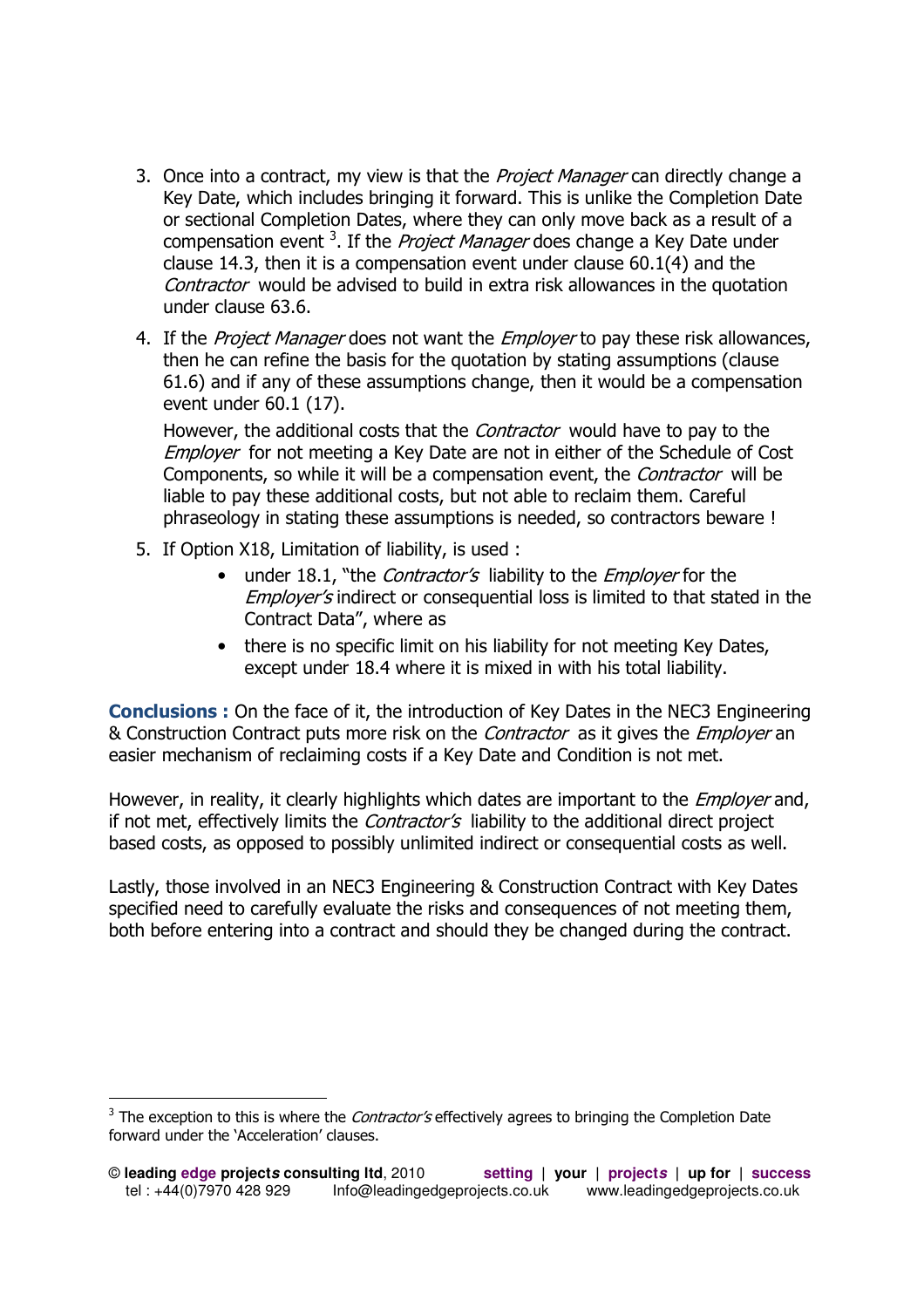3. Once into a contract, my view is that the *Project Manager* can directly change a Key Date, which includes bringing it forward. This is unlike the Completion Date or sectional Completion Dates, where they can only move back as a result of a compensation event [3]. If the *Project Manager* does change a Key Date under clause 14.3, then it is a compensation event under clause 60.1(4) and the *Contractor* would be advised to build in extra risk allowances in the quotation under clause 63.6.

4. If the *Project Manager* does not want the *Employer* to pay these risk allowances, then he can refine the basis for the quotation by stating assumptions (clause 61.6) and if any of these assumptions change, then it would be a compensation event under 60.1 (17).

   However, the additional costs that the *Contractor* would have to pay to the *Employer* for not meeting a Key Date are not in either of the Schedule of Cost Components, so while it will be a compensation event, the *Contractor* will be liable to pay these additional costs, but not able to reclaim them. Careful phraseology in stating these assumptions is needed, so contractors beware !

5. If Option X18, Limitation of liability, is used :
   - under 18.1, "the *Contractor's* liability to the *Employer* for the *Employer's* indirect or consequential loss is limited to that stated in the Contract Data", where as
   - there is no specific limit on his liability for not meeting Key Dates, except under 18.4 where it is mixed in with his total liability.

**Conclusions :** On the face of it, the introduction of Key Dates in the NEC3 Engineering & Construction Contract puts more risk on the *Contractor* as it gives the *Employer* an easier mechanism of reclaiming costs if a Key Date and Condition is not met.

However, in reality, it clearly highlights which dates are important to the *Employer* and, if not met, effectively limits the *Contractor's* liability to the additional direct project based costs, as opposed to possibly unlimited indirect or consequential costs as well.

Lastly, those involved in an NEC3 Engineering & Construction Contract with Key Dates specified need to carefully evaluate the risks and consequences of not meeting them, both before entering into a contract and should they be changed during the contract.

---

[3] The exception to this is where the *Contractor's* effectively agrees to bringing the Completion Date forward under the 'Acceleration' clauses.